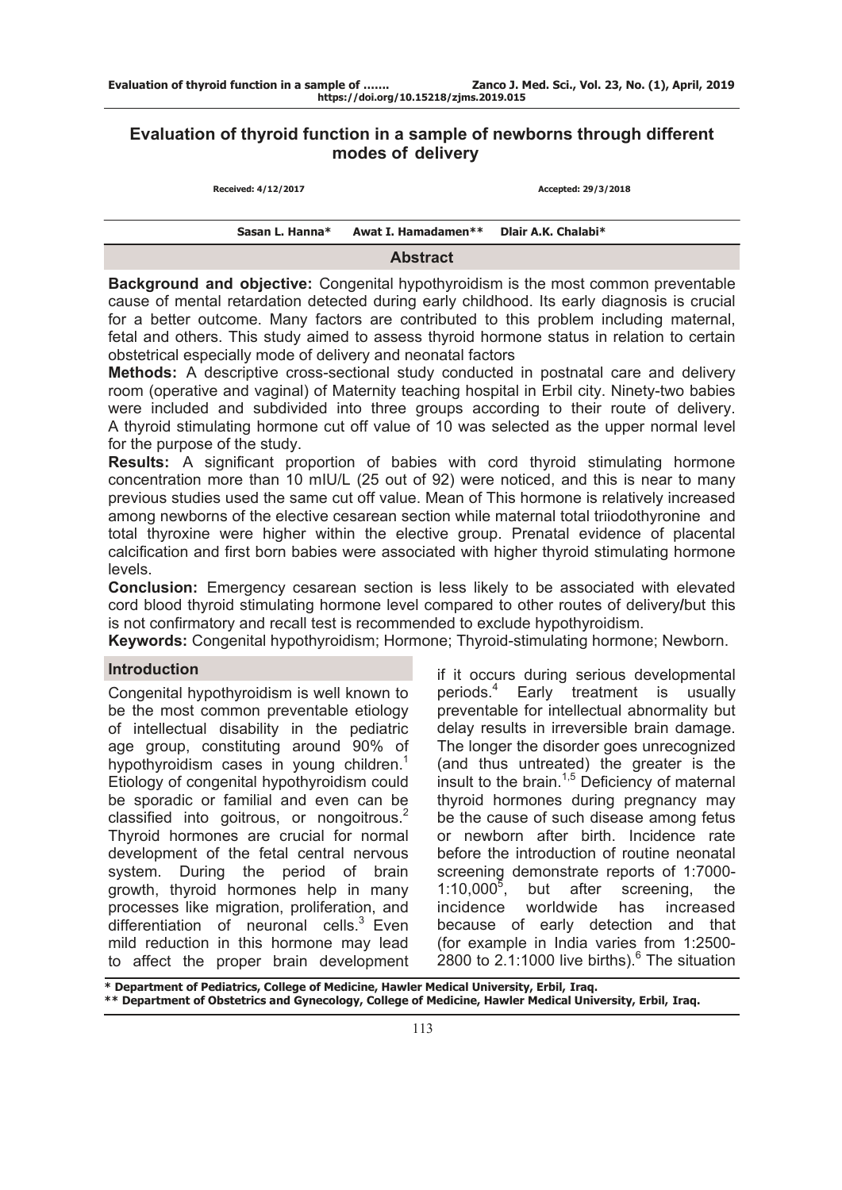# Evaluation of thyroid function in a sample of newborns through different modes of delivery

Received: 4/12/2017 Accepted: 29/3/2018

Sasan L. Hanna* Awat I. Hamadamen** Dlair A.K. Chalabi*

## Abstract

**Background and objective:** Congenital hypothyroidism is the most common preventable cause of mental retardation detected during early childhood. Its early diagnosis is crucial for a better outcome. Many factors are contributed to this problem including maternal, fetal and others. This study aimed to assess thyroid hormone status in relation to certain obstetrical especially mode of delivery and neonatal factors

**Methods:** A descriptive cross-sectional study conducted in postnatal care and delivery room (operative and vaginal) of Maternity teaching hospital in Erbil city. Ninety-two babies were included and subdivided into three groups according to their route of delivery. A thyroid stimulating hormone cut off value of 10 was selected as the upper normal level for the purpose of the study.

**Results:** A significant proportion of babies with cord thyroid stimulating hormone concentration more than 10 mIU/L (25 out of 92) were noticed, and this is near to many previous studies used the same cut off value. Mean of This hormone is relatively increased among newborns of the elective cesarean section while maternal total triiodothyronine and total thyroxine were higher within the elective group. Prenatal evidence of placental calcification and first born babies were associated with higher thyroid stimulating hormone levels.

**Conclusion:** Emergency cesarean section is less likely to be associated with elevated cord blood thyroid stimulating hormone level compared to other routes of delivery/but this is not confirmatory and recall test is recommended to exclude hypothyroidism.

**Keywords:** Congenital hypothyroidism; Hormone; Thyroid-stimulating hormone; Newborn.

## Introduction

Congenital hypothyroidism is well known to be the most common preventable etiology of intellectual disability in the pediatric age group, constituting around 90% of hypothyroidism cases in young children.[1] Etiology of congenital hypothyroidism could be sporadic or familial and even can be classified into goitrous, or nongoitrous.[2] Thyroid hormones are crucial for normal development of the fetal central nervous system. During the period of brain growth, thyroid hormones help in many processes like migration, proliferation, and differentiation of neuronal cells.[3] Even mild reduction in this hormone may lead to affect the proper brain development if it occurs during serious developmental periods.[4] Early treatment is usually preventable for intellectual abnormality but delay results in irreversible brain damage. The longer the disorder goes unrecognized (and thus untreated) the greater is the insult to the brain.[1,5] Deficiency of maternal thyroid hormones during pregnancy may be the cause of such disease among fetus or newborn after birth. Incidence rate before the introduction of routine neonatal screening demonstrate reports of 1:7000-1:10,000[5], but after screening, the incidence worldwide has increased because of early detection and that (for example in India varies from 1:2500-2800 to 2.1:1000 live births).[6] The situation

\* Department of Pediatrics, College of Medicine, Hawler Medical University, Erbil, Iraq.
\*\* Department of Obstetrics and Gynecology, College of Medicine, Hawler Medical University, Erbil, Iraq.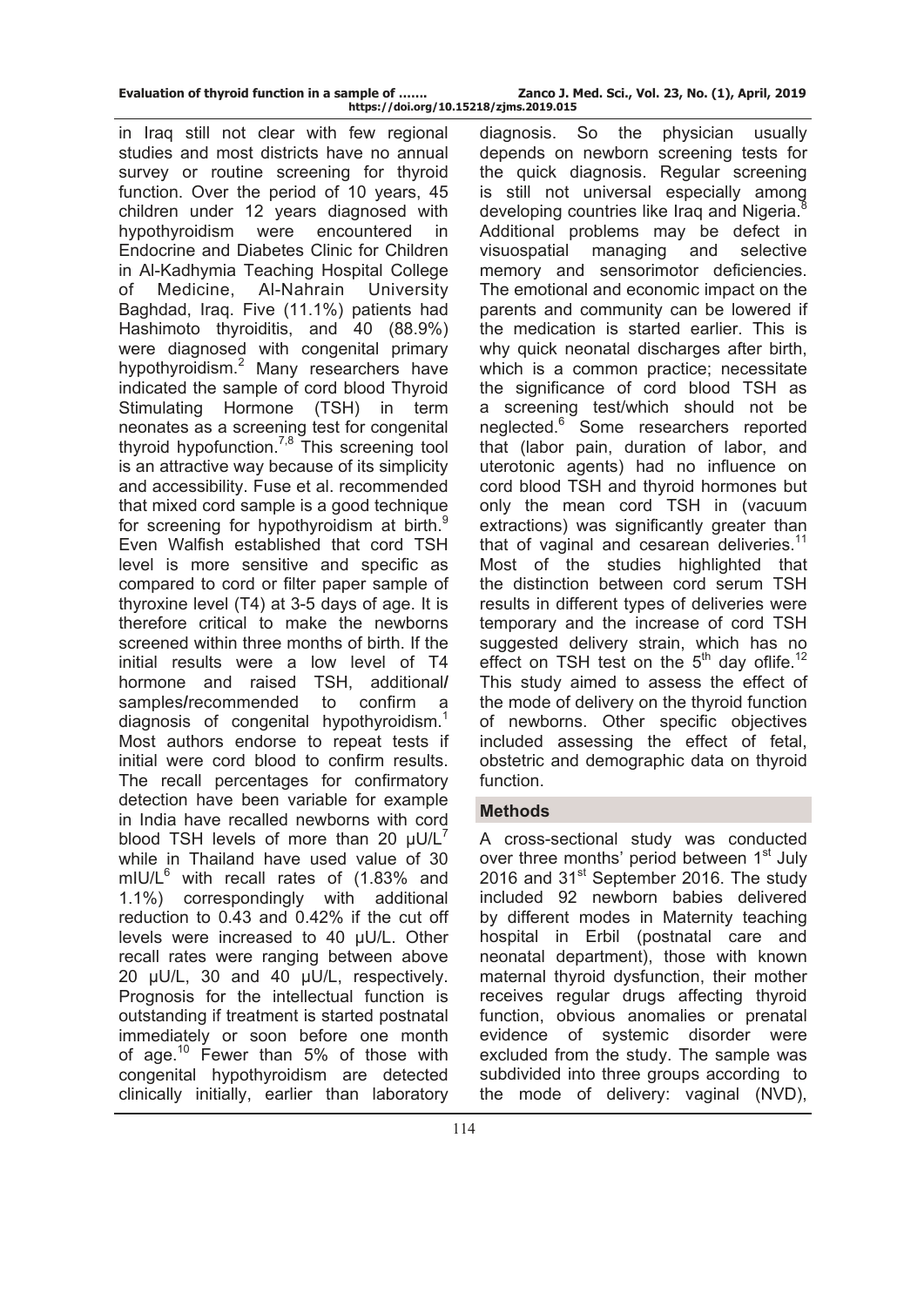in Iraq still not clear with few regional studies and most districts have no annual survey or routine screening for thyroid function. Over the period of 10 years, 45 children under 12 years diagnosed with hypothyroidism were encountered in Endocrine and Diabetes Clinic for Children in Al-Kadhymia Teaching Hospital College of Medicine, Al-Nahrain University Baghdad, Iraq. Five (11.1%) patients had Hashimoto thyroiditis, and 40 (88.9%) were diagnosed with congenital primary hypothyroidism.[2] Many researchers have indicated the sample of cord blood Thyroid Stimulating Hormone (TSH) in term neonates as a screening test for congenital thyroid hypofunction.[7,8] This screening tool is an attractive way because of its simplicity and accessibility. Fuse et al. recommended that mixed cord sample is a good technique for screening for hypothyroidism at birth.[9] Even Walfish established that cord TSH level is more sensitive and specific as compared to cord or filter paper sample of thyroxine level (T4) at 3-5 days of age. It is therefore critical to make the newborns screened within three months of birth. If the initial results were a low level of T4 hormone and raised TSH, additional/samples/recommended to confirm a diagnosis of congenital hypothyroidism.[1] Most authors endorse to repeat tests if initial were cord blood to confirm results. The recall percentages for confirmatory detection have been variable for example in India have recalled newborns with cord blood TSH levels of more than 20 μU/L[7] while in Thailand have used value of 30 mIU/L[6] with recall rates of (1.83% and 1.1%) correspondingly with additional reduction to 0.43 and 0.42% if the cut off levels were increased to 40 μU/L. Other recall rates were ranging between above 20 μU/L, 30 and 40 μU/L, respectively. Prognosis for the intellectual function is outstanding if treatment is started postnatal immediately or soon before one month of age.[10] Fewer than 5% of those with congenital hypothyroidism are detected clinically initially, earlier than laboratory diagnosis. So the physician usually depends on newborn screening tests for the quick diagnosis. Regular screening is still not universal especially among developing countries like Iraq and Nigeria.[8] Additional problems may be defect in visuospatial managing and selective memory and sensorimotor deficiencies. The emotional and economic impact on the parents and community can be lowered if the medication is started earlier. This is why quick neonatal discharges after birth, which is a common practice; necessitate the significance of cord blood TSH as a screening test/which should not be neglected.[6] Some researchers reported that (labor pain, duration of labor, and uterotonic agents) had no influence on cord blood TSH and thyroid hormones but only the mean cord TSH in (vacuum extractions) was significantly greater than that of vaginal and cesarean deliveries.[11] Most of the studies highlighted that the distinction between cord serum TSH results in different types of deliveries were temporary and the increase of cord TSH suggested delivery strain, which has no effect on TSH test on the 5th day oflife.[12] This study aimed to assess the effect of the mode of delivery on the thyroid function of newborns. Other specific objectives included assessing the effect of fetal, obstetric and demographic data on thyroid function.

## Methods

A cross-sectional study was conducted over three months' period between 1st July 2016 and 31st September 2016. The study included 92 newborn babies delivered by different modes in Maternity teaching hospital in Erbil (postnatal care and neonatal department), those with known maternal thyroid dysfunction, their mother receives regular drugs affecting thyroid function, obvious anomalies or prenatal evidence of systemic disorder were excluded from the study. The sample was subdivided into three groups according to the mode of delivery: vaginal (NVD),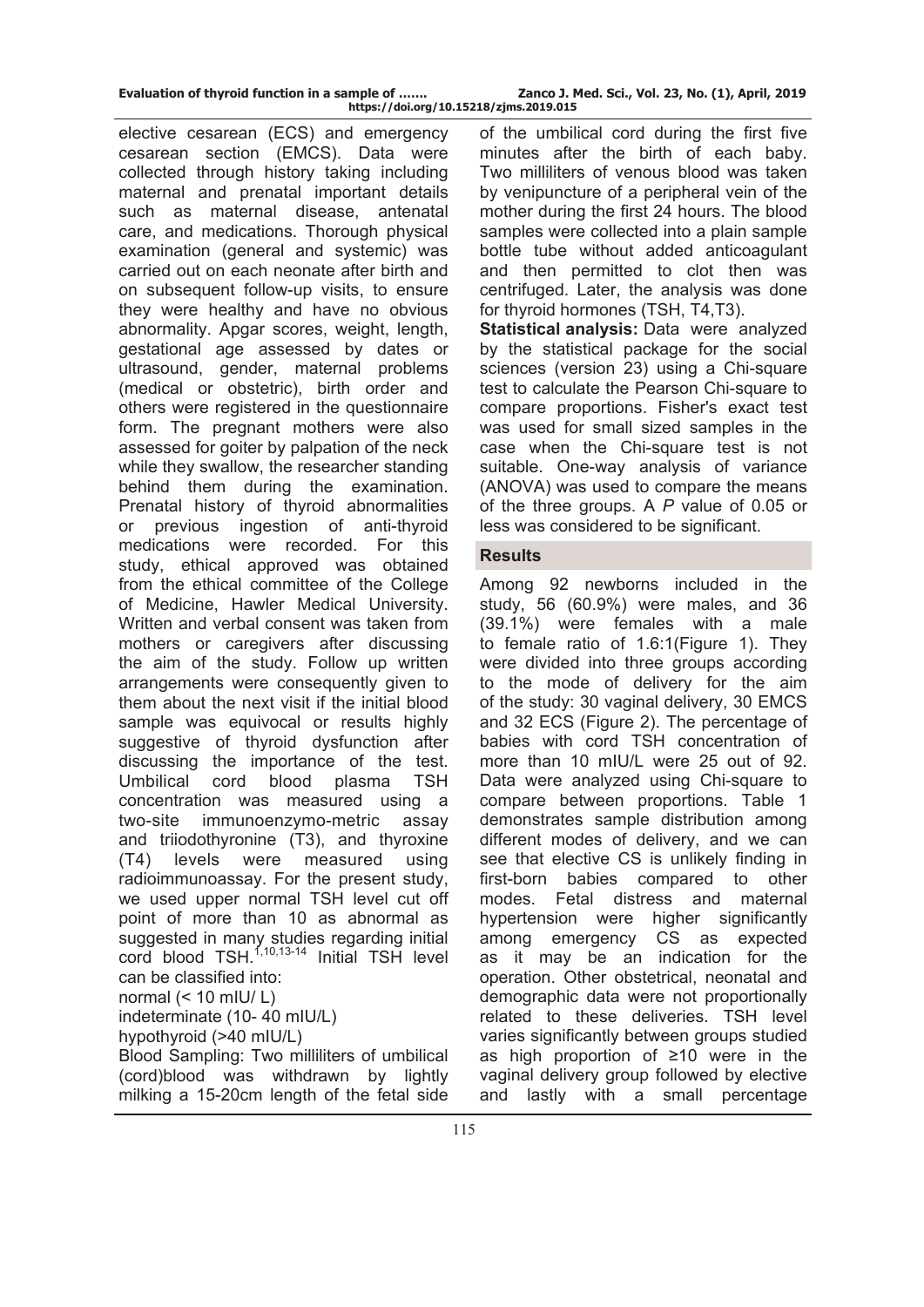elective cesarean (ECS) and emergency cesarean section (EMCS). Data were collected through history taking including maternal and prenatal important details such as maternal disease, antenatal care, and medications. Thorough physical examination (general and systemic) was carried out on each neonate after birth and on subsequent follow-up visits, to ensure they were healthy and have no obvious abnormality. Apgar scores, weight, length, gestational age assessed by dates or ultrasound, gender, maternal problems (medical or obstetric), birth order and others were registered in the questionnaire form. The pregnant mothers were also assessed for goiter by palpation of the neck while they swallow, the researcher standing behind them during the examination. Prenatal history of thyroid abnormalities or previous ingestion of anti-thyroid medications were recorded. For this study, ethical approved was obtained from the ethical committee of the College of Medicine, Hawler Medical University. Written and verbal consent was taken from mothers or caregivers after discussing the aim of the study. Follow up written arrangements were consequently given to them about the next visit if the initial blood sample was equivocal or results highly suggestive of thyroid dysfunction after discussing the importance of the test. Umbilical cord blood plasma TSH concentration was measured using a two-site immunoenzymo-metric assay and triiodothyronine (T3), and thyroxine (T4) levels were measured using radioimmunoassay. For the present study, we used upper normal TSH level cut off point of more than 10 as abnormal as suggested in many studies regarding initial cord blood TSH.[1,10,13-14] Initial TSH level can be classified into:

normal (< 10 mIU/ L)

indeterminate (10- 40 mIU/L)

hypothyroid (>40 mIU/L)

Blood Sampling: Two milliliters of umbilical (cord)blood was withdrawn by lightly milking a 15-20cm length of the fetal side of the umbilical cord during the first five minutes after the birth of each baby. Two milliliters of venous blood was taken by venipuncture of a peripheral vein of the mother during the first 24 hours. The blood samples were collected into a plain sample bottle tube without added anticoagulant and then permitted to clot then was centrifuged. Later, the analysis was done for thyroid hormones (TSH, T4,T3).

**Statistical analysis:** Data were analyzed by the statistical package for the social sciences (version 23) using a Chi-square test to calculate the Pearson Chi-square to compare proportions. Fisher's exact test was used for small sized samples in the case when the Chi-square test is not suitable. One-way analysis of variance (ANOVA) was used to compare the means of the three groups. A *P* value of 0.05 or less was considered to be significant.

## Results

Among 92 newborns included in the study, 56 (60.9%) were males, and 36 (39.1%) were females with a male to female ratio of 1.6:1(Figure 1). They were divided into three groups according to the mode of delivery for the aim of the study: 30 vaginal delivery, 30 EMCS and 32 ECS (Figure 2). The percentage of babies with cord TSH concentration of more than 10 mIU/L were 25 out of 92. Data were analyzed using Chi-square to compare between proportions. Table 1 demonstrates sample distribution among different modes of delivery, and we can see that elective CS is unlikely finding in first-born babies compared to other modes. Fetal distress and maternal hypertension were higher significantly among emergency CS as expected as it may be an indication for the operation. Other obstetrical, neonatal and demographic data were not proportionally related to these deliveries. TSH level varies significantly between groups studied as high proportion of ≥10 were in the vaginal delivery group followed by elective and lastly with a small percentage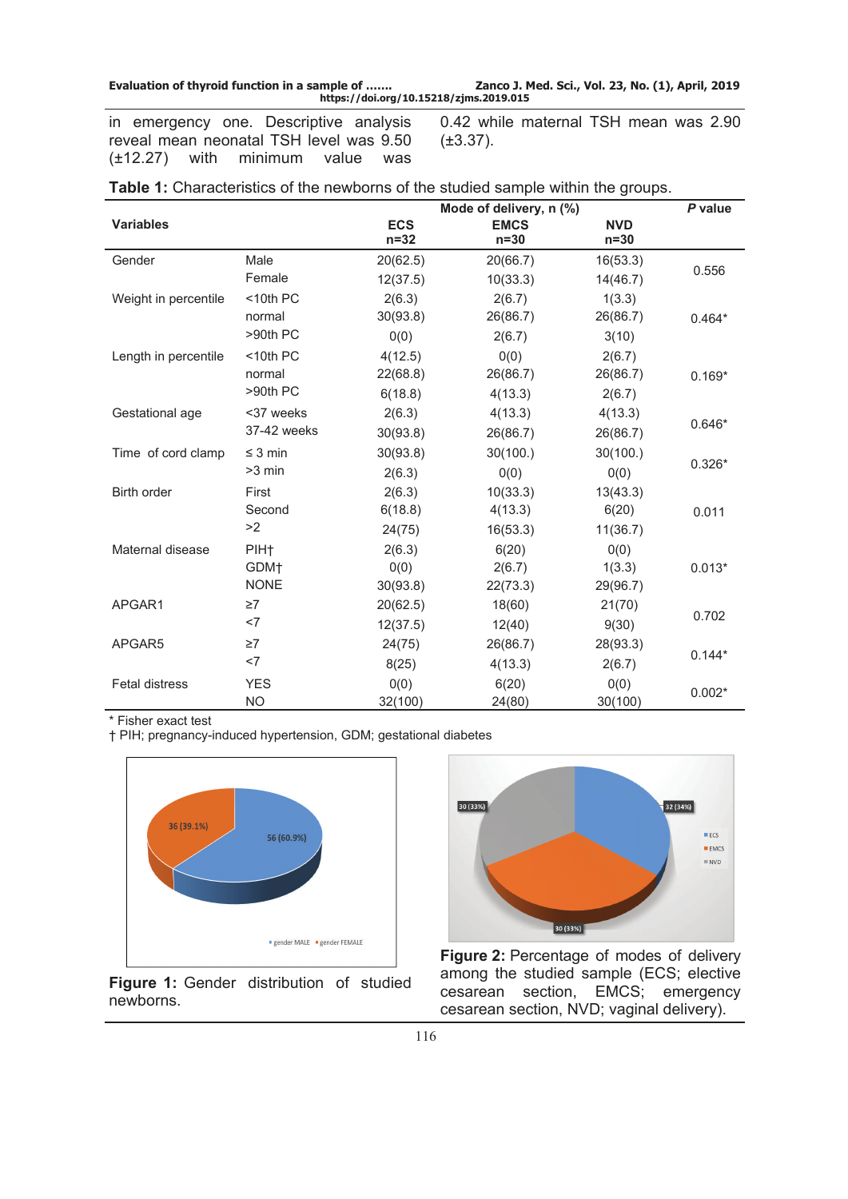in emergency one. Descriptive analysis reveal mean neonatal TSH level was 9.50 (±12.27) with minimum value was 0.42 while maternal TSH mean was 2.90 (±3.37).

**Table 1:** Characteristics of the newborns of the studied sample within the groups.

| Variables | | Mode of delivery, n (%) ECS n=32 | EMCS n=30 | NVD n=30 | *P* value |
|---|---|---|---|---|---|
| Gender | Male | 20(62.5) | 20(66.7) | 16(53.3) | 0.556 |
| | Female | 12(37.5) | 10(33.3) | 14(46.7) | |
| Weight in percentile | <10th PC | 2(6.3) | 2(6.7) | 1(3.3) | 0.464* |
| | normal | 30(93.8) | 26(86.7) | 26(86.7) | |
| | >90th PC | 0(0) | 2(6.7) | 3(10) | |
| Length in percentile | <10th PC | 4(12.5) | 0(0) | 2(6.7) | 0.169* |
| | normal | 22(68.8) | 26(86.7) | 26(86.7) | |
| | >90th PC | 6(18.8) | 4(13.3) | 2(6.7) | |
| Gestational age | <37 weeks | 2(6.3) | 4(13.3) | 4(13.3) | 0.646* |
| | 37-42 weeks | 30(93.8) | 26(86.7) | 26(86.7) | |
| Time of cord clamp | ≤ 3 min | 30(93.8) | 30(100.) | 30(100.) | 0.326* |
| | >3 min | 2(6.3) | 0(0) | 0(0) | |
| Birth order | First | 2(6.3) | 10(33.3) | 13(43.3) | 0.011 |
| | Second | 6(18.8) | 4(13.3) | 6(20) | |
| | >2 | 24(75) | 16(53.3) | 11(36.7) | |
| Maternal disease | PIH† | 2(6.3) | 6(20) | 0(0) | 0.013* |
| | GDM† | 0(0) | 2(6.7) | 1(3.3) | |
| | NONE | 30(93.8) | 22(73.3) | 29(96.7) | |
| APGAR1 | ≥7 | 20(62.5) | 18(60) | 21(70) | 0.702 |
| | <7 | 12(37.5) | 12(40) | 9(30) | |
| APGAR5 | ≥7 | 24(75) | 26(86.7) | 28(93.3) | 0.144* |
| | <7 | 8(25) | 4(13.3) | 2(6.7) | |
| Fetal distress | YES | 0(0) | 6(20) | 0(0) | 0.002* |
| | NO | 32(100) | 24(80) | 30(100) | |

\* Fisher exact test
† PIH; pregnancy-induced hypertension, GDM; gestational diabetes

**Figure 1:** Gender distribution of studied newborns.

**Figure 2:** Percentage of modes of delivery among the studied sample (ECS; elective cesarean section, EMCS; emergency cesarean section, NVD; vaginal delivery).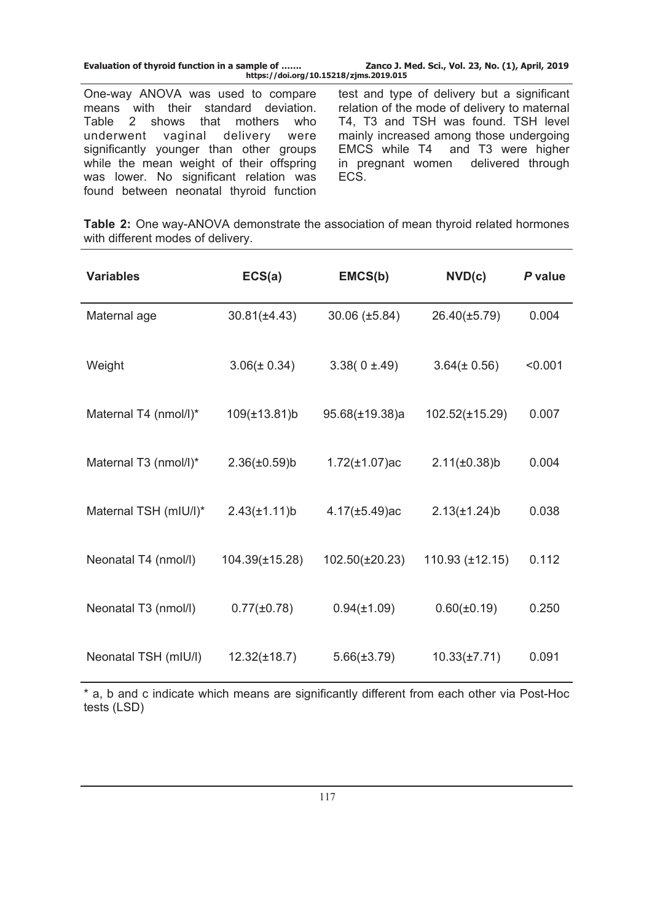One-way ANOVA was used to compare means with their standard deviation. Table 2 shows that mothers who underwent vaginal delivery were significantly younger than other groups while the mean weight of their offspring was lower. No significant relation was found between neonatal thyroid function test and type of delivery but a significant relation of the mode of delivery to maternal T4, T3 and TSH was found. TSH level mainly increased among those undergoing EMCS while T4 and T3 were higher in pregnant women delivered through ECS.

**Table 2:** One way-ANOVA demonstrate the association of mean thyroid related hormones with different modes of delivery.

| Variables | ECS(a) | EMCS(b) | NVD(c) | *P* value |
|---|---|---|---|---|
| Maternal age | 30.81(±4.43) | 30.06 (±5.84) | 26.40(±5.79) | 0.004 |
| Weight | 3.06(± 0.34) | 3.38( 0 ±.49) | 3.64(± 0.56) | <0.001 |
| Maternal T4 (nmol/l)* | 109(±13.81)b | 95.68(±19.38)a | 102.52(±15.29) | 0.007 |
| Maternal T3 (nmol/l)* | 2.36(±0.59)b | 1.72(±1.07)ac | 2.11(±0.38)b | 0.004 |
| Maternal TSH (mIU/l)* | 2.43(±1.11)b | 4.17(±5.49)ac | 2.13(±1.24)b | 0.038 |
| Neonatal T4 (nmol/l) | 104.39(±15.28) | 102.50(±20.23) | 110.93 (±12.15) | 0.112 |
| Neonatal T3 (nmol/l) | 0.77(±0.78) | 0.94(±1.09) | 0.60(±0.19) | 0.250 |
| Neonatal TSH (mIU/l) | 12.32(±18.7) | 5.66(±3.79) | 10.33(±7.71) | 0.091 |

\* a, b and c indicate which means are significantly different from each other via Post-Hoc tests (LSD)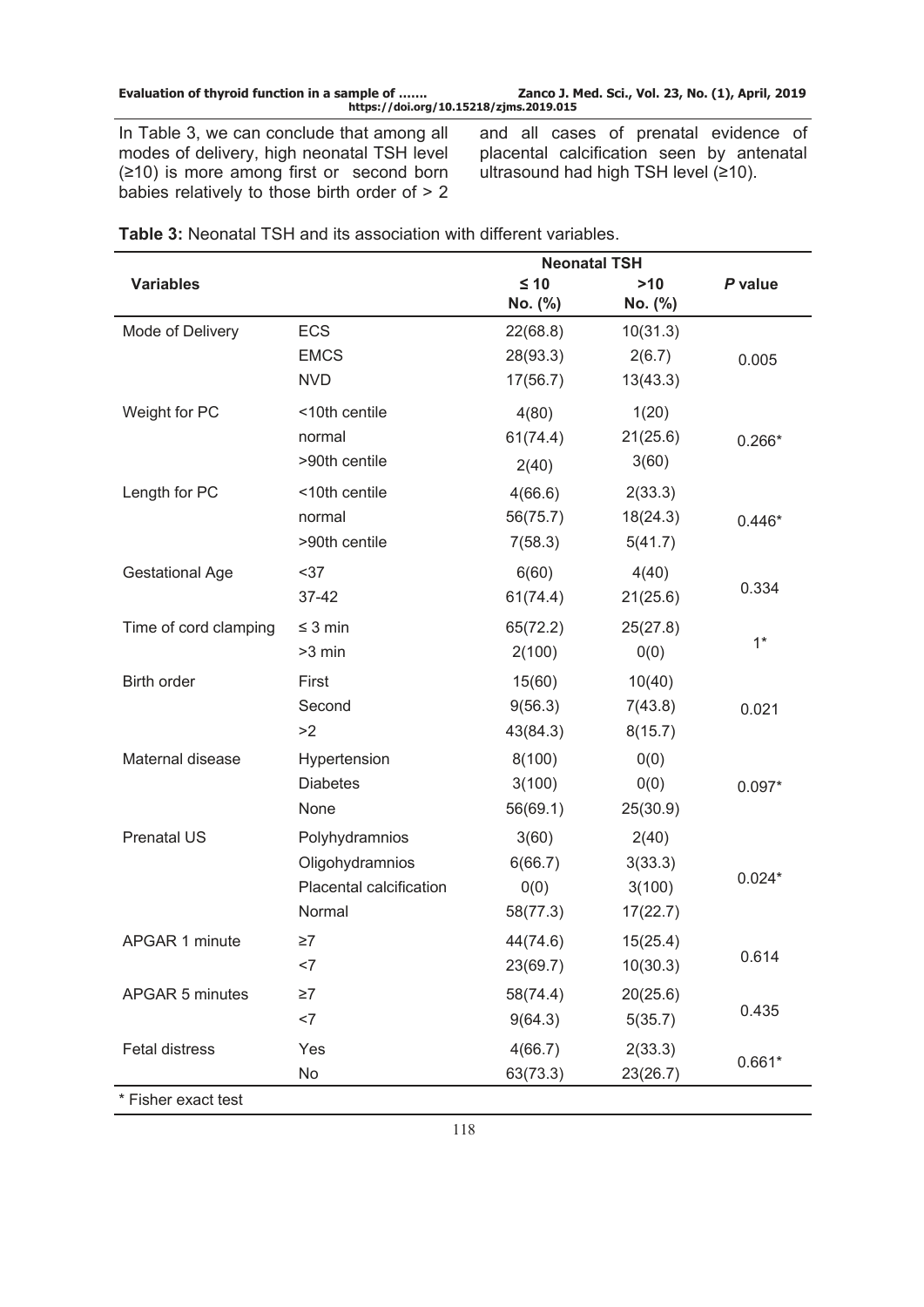In Table 3, we can conclude that among all modes of delivery, high neonatal TSH level (≥10) is more among first or second born babies relatively to those birth order of > 2 and all cases of prenatal evidence of placental calcification seen by antenatal ultrasound had high TSH level (≥10).

**Table 3:** Neonatal TSH and its association with different variables.

| Variables | | Neonatal TSH | | *P* value |
|---|---|---|---|---|
| | | ≤ 10 No. (%) | >10 No. (%) | |
| Mode of Delivery | ECS | 22(68.8) | 10(31.3) | 0.005 |
| | EMCS | 28(93.3) | 2(6.7) | |
| | NVD | 17(56.7) | 13(43.3) | |
| Weight for PC | <10th centile | 4(80) | 1(20) | 0.266* |
| | normal | 61(74.4) | 21(25.6) | |
| | >90th centile | 2(40) | 3(60) | |
| Length for PC | <10th centile | 4(66.6) | 2(33.3) | 0.446* |
| | normal | 56(75.7) | 18(24.3) | |
| | >90th centile | 7(58.3) | 5(41.7) | |
| Gestational Age | <37 | 6(60) | 4(40) | 0.334 |
| | 37-42 | 61(74.4) | 21(25.6) | |
| Time of cord clamping | ≤ 3 min | 65(72.2) | 25(27.8) | 1* |
| | >3 min | 2(100) | 0(0) | |
| Birth order | First | 15(60) | 10(40) | 0.021 |
| | Second | 9(56.3) | 7(43.8) | |
| | >2 | 43(84.3) | 8(15.7) | |
| Maternal disease | Hypertension | 8(100) | 0(0) | 0.097* |
| | Diabetes | 3(100) | 0(0) | |
| | None | 56(69.1) | 25(30.9) | |
| Prenatal US | Polyhydramnios | 3(60) | 2(40) | 0.024* |
| | Oligohydramnios | 6(66.7) | 3(33.3) | |
| | Placental calcification | 0(0) | 3(100) | |
| | Normal | 58(77.3) | 17(22.7) | |
| APGAR 1 minute | ≥7 | 44(74.6) | 15(25.4) | 0.614 |
| | <7 | 23(69.7) | 10(30.3) | |
| APGAR 5 minutes | ≥7 | 58(74.4) | 20(25.6) | 0.435 |
| | <7 | 9(64.3) | 5(35.7) | |
| Fetal distress | Yes | 4(66.7) | 2(33.3) | 0.661* |
| | No | 63(73.3) | 23(26.7) | |

\* Fisher exact test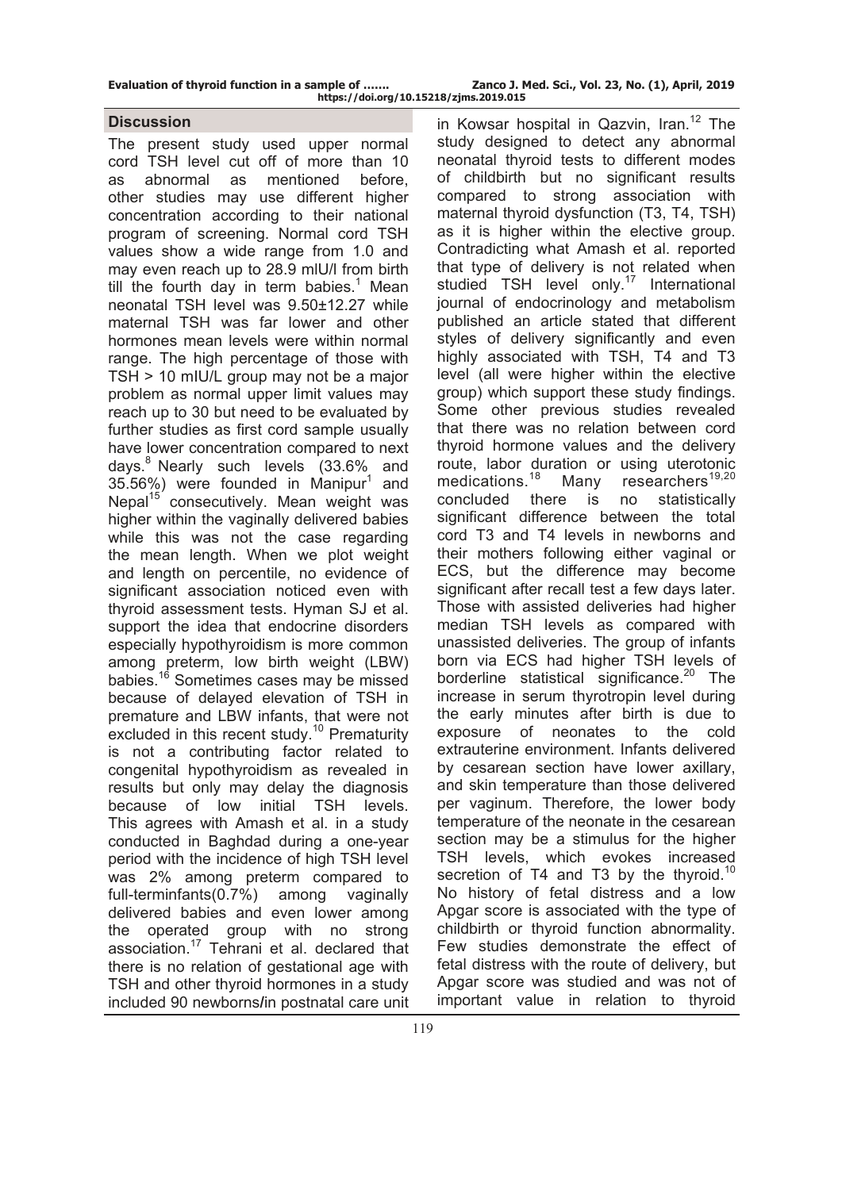## Discussion

The present study used upper normal cord TSH level cut off of more than 10 as abnormal as mentioned before, other studies may use different higher concentration according to their national program of screening. Normal cord TSH values show a wide range from 1.0 and may even reach up to 28.9 mIU/l from birth till the fourth day in term babies.[1] Mean neonatal TSH level was 9.50±12.27 while maternal TSH was far lower and other hormones mean levels were within normal range. The high percentage of those with TSH > 10 mIU/L group may not be a major problem as normal upper limit values may reach up to 30 but need to be evaluated by further studies as first cord sample usually have lower concentration compared to next days.[8] Nearly such levels (33.6% and 35.56%) were founded in Manipur[1] and Nepal[15] consecutively. Mean weight was higher within the vaginally delivered babies while this was not the case regarding the mean length. When we plot weight and length on percentile, no evidence of significant association noticed even with thyroid assessment tests. Hyman SJ et al. support the idea that endocrine disorders especially hypothyroidism is more common among preterm, low birth weight (LBW) babies.[16] Sometimes cases may be missed because of delayed elevation of TSH in premature and LBW infants, that were not excluded in this recent study.[10] Prematurity is not a contributing factor related to congenital hypothyroidism as revealed in results but only may delay the diagnosis because of low initial TSH levels. This agrees with Amash et al. in a study conducted in Baghdad during a one-year period with the incidence of high TSH level was 2% among preterm compared to full-terminfants(0.7%) among vaginally delivered babies and even lower among the operated group with no strong association.[17] Tehrani et al. declared that there is no relation of gestational age with TSH and other thyroid hormones in a study included 90 newborns/in postnatal care unit in Kowsar hospital in Qazvin, Iran.[12] The study designed to detect any abnormal neonatal thyroid tests to different modes of childbirth but no significant results compared to strong association with maternal thyroid dysfunction (T3, T4, TSH) as it is higher within the elective group. Contradicting what Amash et al. reported that type of delivery is not related when studied TSH level only.[17] International journal of endocrinology and metabolism published an article stated that different styles of delivery significantly and even highly associated with TSH, T4 and T3 level (all were higher within the elective group) which support these study findings. Some other previous studies revealed that there was no relation between cord thyroid hormone values and the delivery route, labor duration or using uterotonic medications.[18] Many researchers[19,20] concluded there is no statistically significant difference between the total cord T3 and T4 levels in newborns and their mothers following either vaginal or ECS, but the difference may become significant after recall test a few days later. Those with assisted deliveries had higher median TSH levels as compared with unassisted deliveries. The group of infants born via ECS had higher TSH levels of borderline statistical significance.[20] The increase in serum thyrotropin level during the early minutes after birth is due to exposure of neonates to the cold extrauterine environment. Infants delivered by cesarean section have lower axillary, and skin temperature than those delivered per vaginum. Therefore, the lower body temperature of the neonate in the cesarean section may be a stimulus for the higher TSH levels, which evokes increased secretion of T4 and T3 by the thyroid.[10] No history of fetal distress and a low Apgar score is associated with the type of childbirth or thyroid function abnormality. Few studies demonstrate the effect of fetal distress with the route of delivery, but Apgar score was studied and was not of important value in relation to thyroid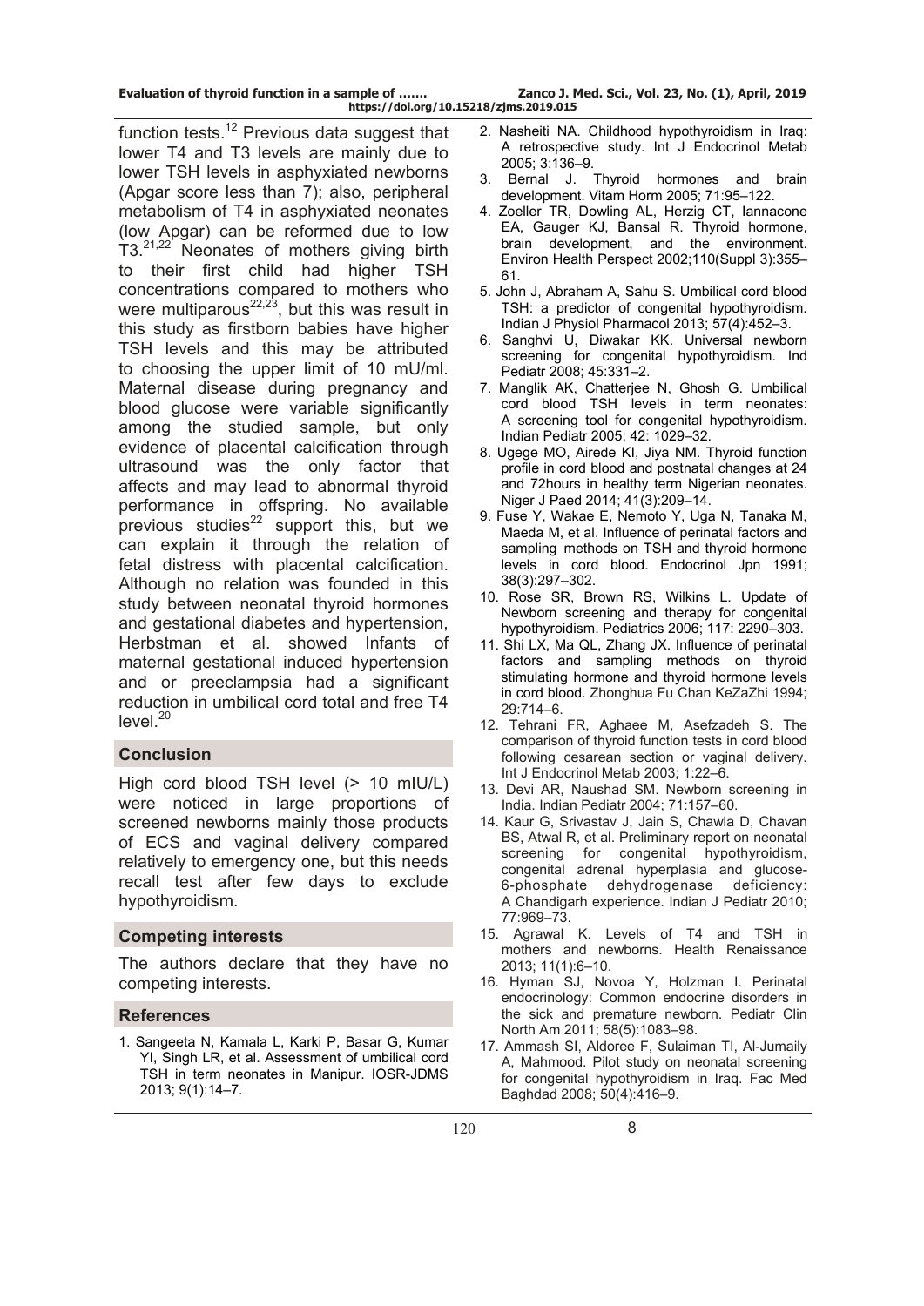function tests.[12] Previous data suggest that lower T4 and T3 levels are mainly due to lower TSH levels in asphyxiated newborns (Apgar score less than 7); also, peripheral metabolism of T4 in asphyxiated neonates (low Apgar) can be reformed due to low T3.[21,22] Neonates of mothers giving birth to their first child had higher TSH concentrations compared to mothers who were multiparous[22,23], but this was result in this study as firstborn babies have higher TSH levels and this may be attributed to choosing the upper limit of 10 mU/ml. Maternal disease during pregnancy and blood glucose were variable significantly among the studied sample, but only evidence of placental calcification through ultrasound was the only factor that affects and may lead to abnormal thyroid performance in offspring. No available previous studies[22] support this, but we can explain it through the relation of fetal distress with placental calcification. Although no relation was founded in this study between neonatal thyroid hormones and gestational diabetes and hypertension, Herbstman et al. showed Infants of maternal gestational induced hypertension and or preeclampsia had a significant reduction in umbilical cord total and free T4 level.[20]

## Conclusion

High cord blood TSH level (> 10 mIU/L) were noticed in large proportions of screened newborns mainly those products of ECS and vaginal delivery compared relatively to emergency one, but this needs recall test after few days to exclude hypothyroidism.

## Competing interests

The authors declare that they have no competing interests.

## References

1. Sangeeta N, Kamala L, Karki P, Basar G, Kumar YI, Singh LR, et al. Assessment of umbilical cord TSH in term neonates in Manipur. IOSR-JDMS 2013; 9(1):14–7.
2. Nasheiti NA. Childhood hypothyroidism in Iraq: A retrospective study. Int J Endocrinol Metab 2005; 3:136–9.
3. Bernal J. Thyroid hormones and brain development. Vitam Horm 2005; 71:95–122.
4. Zoeller TR, Dowling AL, Herzig CT, Iannacone EA, Gauger KJ, Bansal R. Thyroid hormone, brain development, and the environment. Environ Health Perspect 2002;110(Suppl 3):355–61.
5. John J, Abraham A, Sahu S. Umbilical cord blood TSH: a predictor of congenital hypothyroidism. Indian J Physiol Pharmacol 2013; 57(4):452–3.
6. Sanghvi U, Diwakar KK. Universal newborn screening for congenital hypothyroidism. Ind Pediatr 2008; 45:331–2.
7. Manglik AK, Chatterjee N, Ghosh G. Umbilical cord blood TSH levels in term neonates: A screening tool for congenital hypothyroidism. Indian Pediatr 2005; 42: 1029–32.
8. Ugege MO, Airede KI, Jiya NM. Thyroid function profile in cord blood and postnatal changes at 24 and 72hours in healthy term Nigerian neonates. Niger J Paed 2014; 41(3):209–14.
9. Fuse Y, Wakae E, Nemoto Y, Uga N, Tanaka M, Maeda M, et al. Influence of perinatal factors and sampling methods on TSH and thyroid hormone levels in cord blood. Endocrinol Jpn 1991; 38(3):297–302.
10. Rose SR, Brown RS, Wilkins L. Update of Newborn screening and therapy for congenital hypothyroidism. Pediatrics 2006; 117: 2290–303.
11. Shi LX, Ma QL, Zhang JX. Influence of perinatal factors and sampling methods on thyroid stimulating hormone and thyroid hormone levels in cord blood. Zhonghua Fu Chan KeZaZhi 1994; 29:714–6.
12. Tehrani FR, Aghaee M, Asefzadeh S. The comparison of thyroid function tests in cord blood following cesarean section or vaginal delivery. Int J Endocrinol Metab 2003; 1:22–6.
13. Devi AR, Naushad SM. Newborn screening in India. Indian Pediatr 2004; 71:157–60.
14. Kaur G, Srivastav J, Jain S, Chawla D, Chavan BS, Atwal R, et al. Preliminary report on neonatal screening for congenital hypothyroidism, congenital adrenal hyperplasia and glucose-6-phosphate dehydrogenase deficiency: A Chandigarh experience. Indian J Pediatr 2010; 77:969–73.
15. Agrawal K. Levels of T4 and TSH in mothers and newborns. Health Renaissance 2013; 11(1):6–10.
16. Hyman SJ, Novoa Y, Holzman I. Perinatal endocrinology: Common endocrine disorders in the sick and premature newborn. Pediatr Clin North Am 2011; 58(5):1083–98.
17. Ammash SI, Aldoree F, Sulaiman TI, Al-Jumaily A, Mahmood. Pilot study on neonatal screening for congenital hypothyroidism in Iraq. Fac Med Baghdad 2008; 50(4):416–9.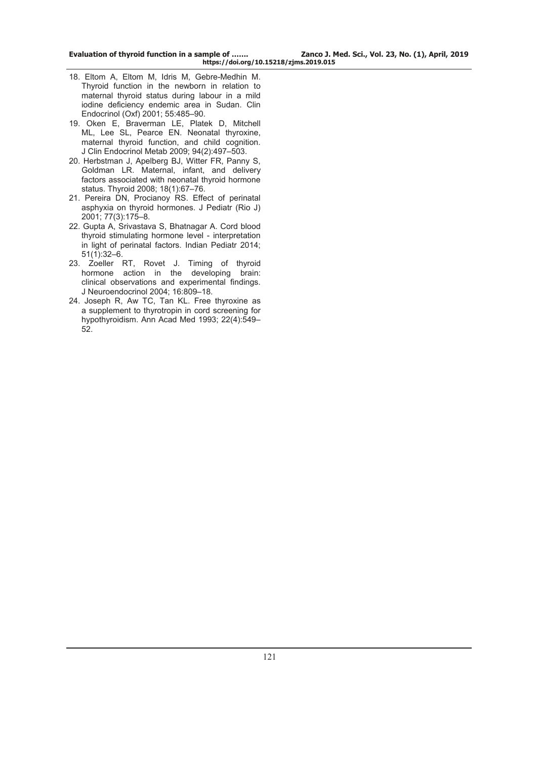18. Eltom A, Eltom M, Idris M, Gebre-Medhin M. Thyroid function in the newborn in relation to maternal thyroid status during labour in a mild iodine deficiency endemic area in Sudan. Clin Endocrinol (Oxf) 2001; 55:485–90.
19. Oken E, Braverman LE, Platek D, Mitchell ML, Lee SL, Pearce EN. Neonatal thyroxine, maternal thyroid function, and child cognition. J Clin Endocrinol Metab 2009; 94(2):497–503.
20. Herbstman J, Apelberg BJ, Witter FR, Panny S, Goldman LR. Maternal, infant, and delivery factors associated with neonatal thyroid hormone status. Thyroid 2008; 18(1):67–76.
21. Pereira DN, Procianoy RS. Effect of perinatal asphyxia on thyroid hormones. J Pediatr (Rio J) 2001; 77(3):175–8.
22. Gupta A, Srivastava S, Bhatnagar A. Cord blood thyroid stimulating hormone level - interpretation in light of perinatal factors. Indian Pediatr 2014; 51(1):32–6.
23. Zoeller RT, Rovet J. Timing of thyroid hormone action in the developing brain: clinical observations and experimental findings. J Neuroendocrinol 2004; 16:809–18.
24. Joseph R, Aw TC, Tan KL. Free thyroxine as a supplement to thyrotropin in cord screening for hypothyroidism. Ann Acad Med 1993; 22(4):549–52.